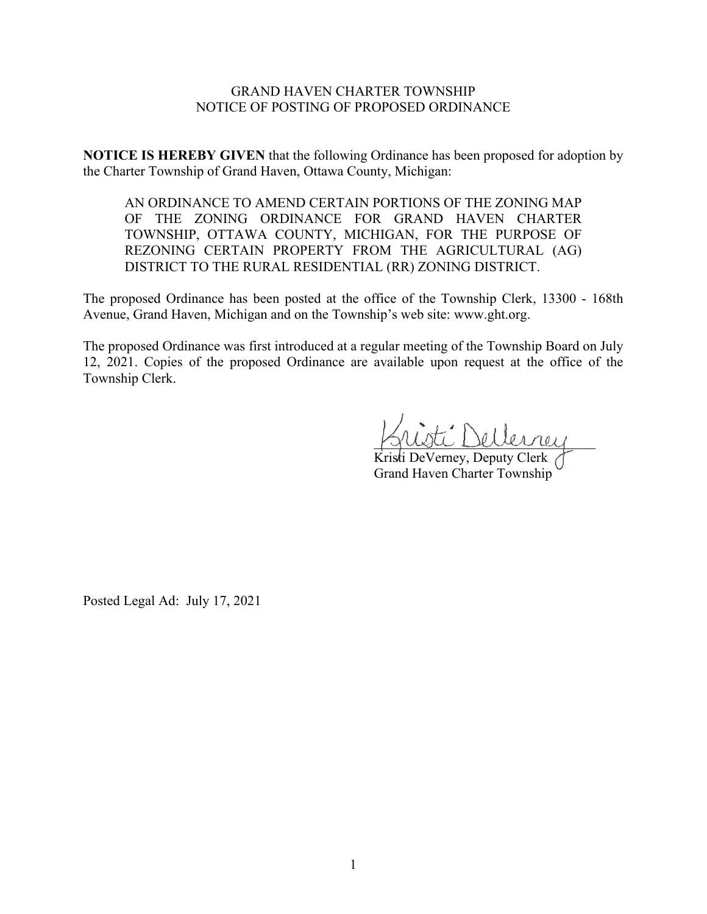GRAND HAVEN CHARTER TOWNSHIP
NOTICE OF POSTING OF PROPOSED ORDINANCE

**NOTICE IS HEREBY GIVEN** that the following Ordinance has been proposed for adoption by the Charter Township of Grand Haven, Ottawa County, Michigan:

> AN ORDINANCE TO AMEND CERTAIN PORTIONS OF THE ZONING MAP OF THE ZONING ORDINANCE FOR GRAND HAVEN CHARTER TOWNSHIP, OTTAWA COUNTY, MICHIGAN, FOR THE PURPOSE OF REZONING CERTAIN PROPERTY FROM THE AGRICULTURAL (AG) DISTRICT TO THE RURAL RESIDENTIAL (RR) ZONING DISTRICT.

The proposed Ordinance has been posted at the office of the Township Clerk, 13300 - 168th Avenue, Grand Haven, Michigan and on the Township's web site: www.ght.org.

The proposed Ordinance was first introduced at a regular meeting of the Township Board on July 12, 2021. Copies of the proposed Ordinance are available upon request at the office of the Township Clerk.

Kristi DeVerney, Deputy Clerk
Grand Haven Charter Township

Posted Legal Ad: July 17, 2021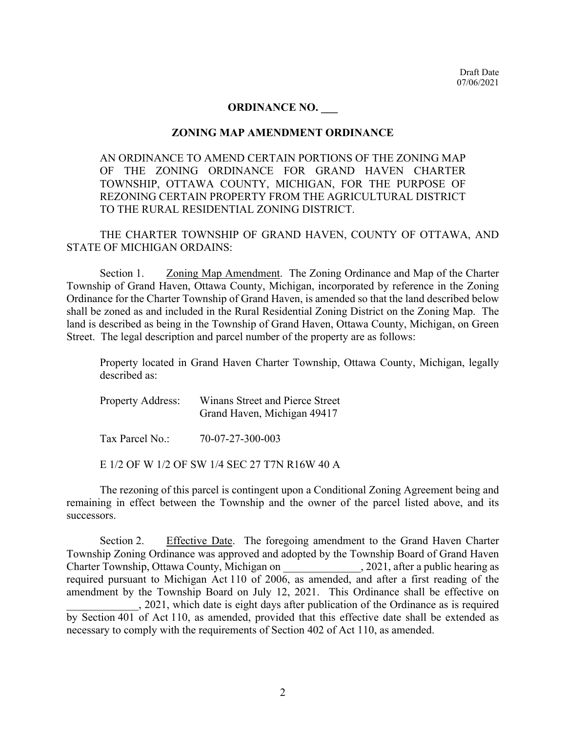Draft Date
07/06/2021

# ORDINANCE NO. ___

## ZONING MAP AMENDMENT ORDINANCE

AN ORDINANCE TO AMEND CERTAIN PORTIONS OF THE ZONING MAP OF THE ZONING ORDINANCE FOR GRAND HAVEN CHARTER TOWNSHIP, OTTAWA COUNTY, MICHIGAN, FOR THE PURPOSE OF REZONING CERTAIN PROPERTY FROM THE AGRICULTURAL DISTRICT TO THE RURAL RESIDENTIAL ZONING DISTRICT.

THE CHARTER TOWNSHIP OF GRAND HAVEN, COUNTY OF OTTAWA, AND STATE OF MICHIGAN ORDAINS:

Section 1. Zoning Map Amendment. The Zoning Ordinance and Map of the Charter Township of Grand Haven, Ottawa County, Michigan, incorporated by reference in the Zoning Ordinance for the Charter Township of Grand Haven, is amended so that the land described below shall be zoned as and included in the Rural Residential Zoning District on the Zoning Map. The land is described as being in the Township of Grand Haven, Ottawa County, Michigan, on Green Street. The legal description and parcel number of the property are as follows:

Property located in Grand Haven Charter Township, Ottawa County, Michigan, legally described as:

Property Address: Winans Street and Pierce Street
Grand Haven, Michigan 49417

Tax Parcel No.: 70-07-27-300-003

E 1/2 OF W 1/2 OF SW 1/4 SEC 27 T7N R16W 40 A

The rezoning of this parcel is contingent upon a Conditional Zoning Agreement being and remaining in effect between the Township and the owner of the parcel listed above, and its successors.

Section 2. Effective Date. The foregoing amendment to the Grand Haven Charter Township Zoning Ordinance was approved and adopted by the Township Board of Grand Haven Charter Township, Ottawa County, Michigan on ______________, 2021, after a public hearing as required pursuant to Michigan Act 110 of 2006, as amended, and after a first reading of the amendment by the Township Board on July 12, 2021. This Ordinance shall be effective on _____________, 2021, which date is eight days after publication of the Ordinance as is required by Section 401 of Act 110, as amended, provided that this effective date shall be extended as necessary to comply with the requirements of Section 402 of Act 110, as amended.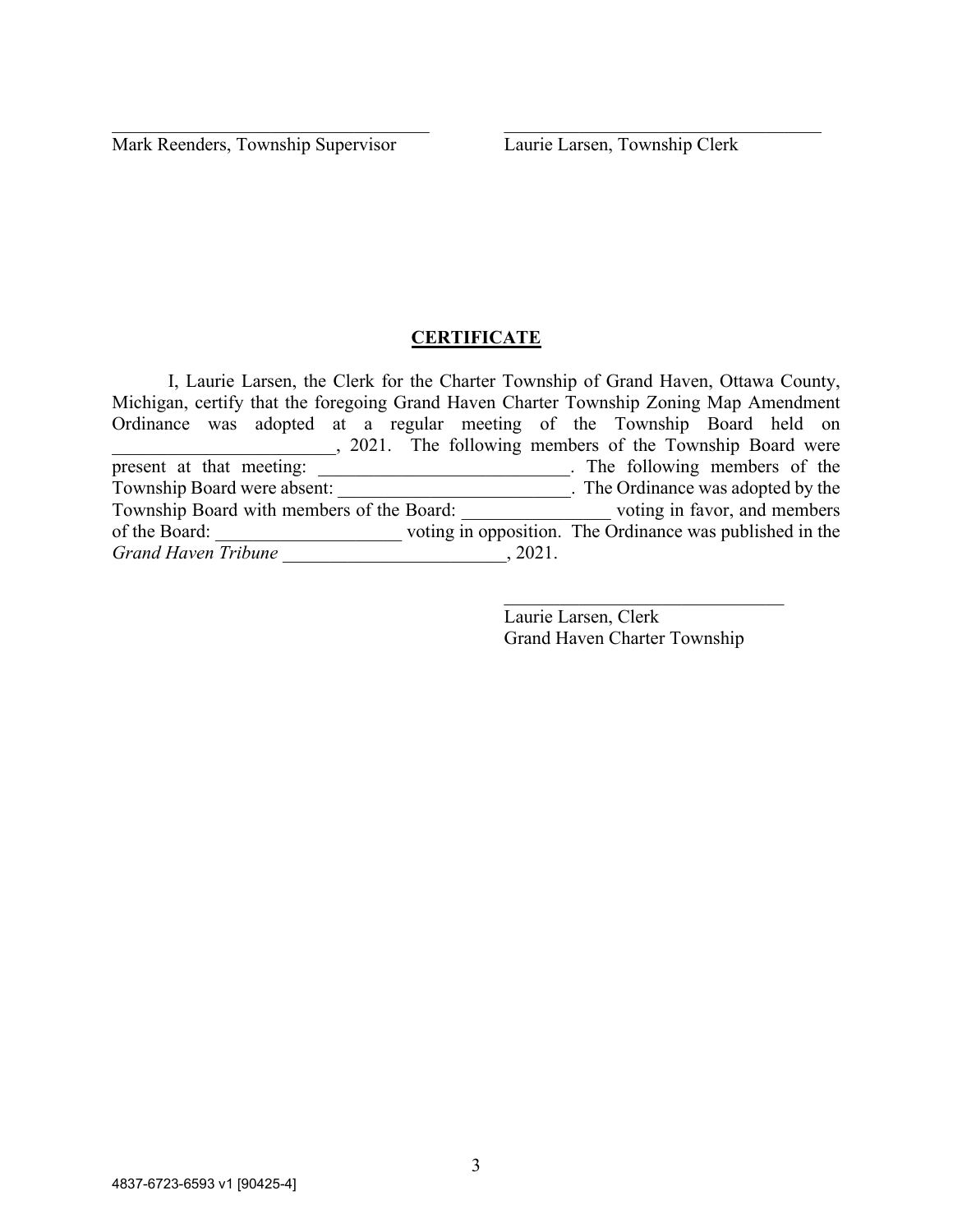\_\_\_\_\_\_\_\_\_\_\_\_\_\_\_\_\_\_\_\_\_\_\_\_\_\_\_\_\_\_\_\_ \_\_\_\_\_\_\_\_\_\_\_\_\_\_\_\_\_\_\_\_\_\_\_\_\_\_\_\_\_\_\_\_

Mark Reenders, Township Supervisor      Laurie Larsen, Township Clerk

## **CERTIFICATE**

I, Laurie Larsen, the Clerk for the Charter Township of Grand Haven, Ottawa County, Michigan, certify that the foregoing Grand Haven Charter Township Zoning Map Amendment Ordinance was adopted at a regular meeting of the Township Board held on \_\_\_\_\_\_\_\_\_\_\_\_\_\_\_\_\_\_\_\_\_\_\_\_, 2021. The following members of the Township Board were present at that meeting: \_\_\_\_\_\_\_\_\_\_\_\_\_\_\_\_\_\_\_\_\_\_\_\_\_\_\_. The following members of the Township Board were absent: \_\_\_\_\_\_\_\_\_\_\_\_\_\_\_\_\_\_\_\_\_\_\_\_\_. The Ordinance was adopted by the Township Board with members of the Board: \_\_\_\_\_\_\_\_\_\_\_\_\_\_\_\_ voting in favor, and members of the Board: \_\_\_\_\_\_\_\_\_\_\_\_\_\_\_\_\_\_\_\_ voting in opposition. The Ordinance was published in the *Grand Haven Tribune* \_\_\_\_\_\_\_\_\_\_\_\_\_\_\_\_\_\_\_\_\_\_\_\_, 2021.

\_\_\_\_\_\_\_\_\_\_\_\_\_\_\_\_\_\_\_\_\_\_\_\_\_\_\_\_\_\_\_\_

Laurie Larsen, Clerk
Grand Haven Charter Township

4837-6723-6593 v1 [90425-4]